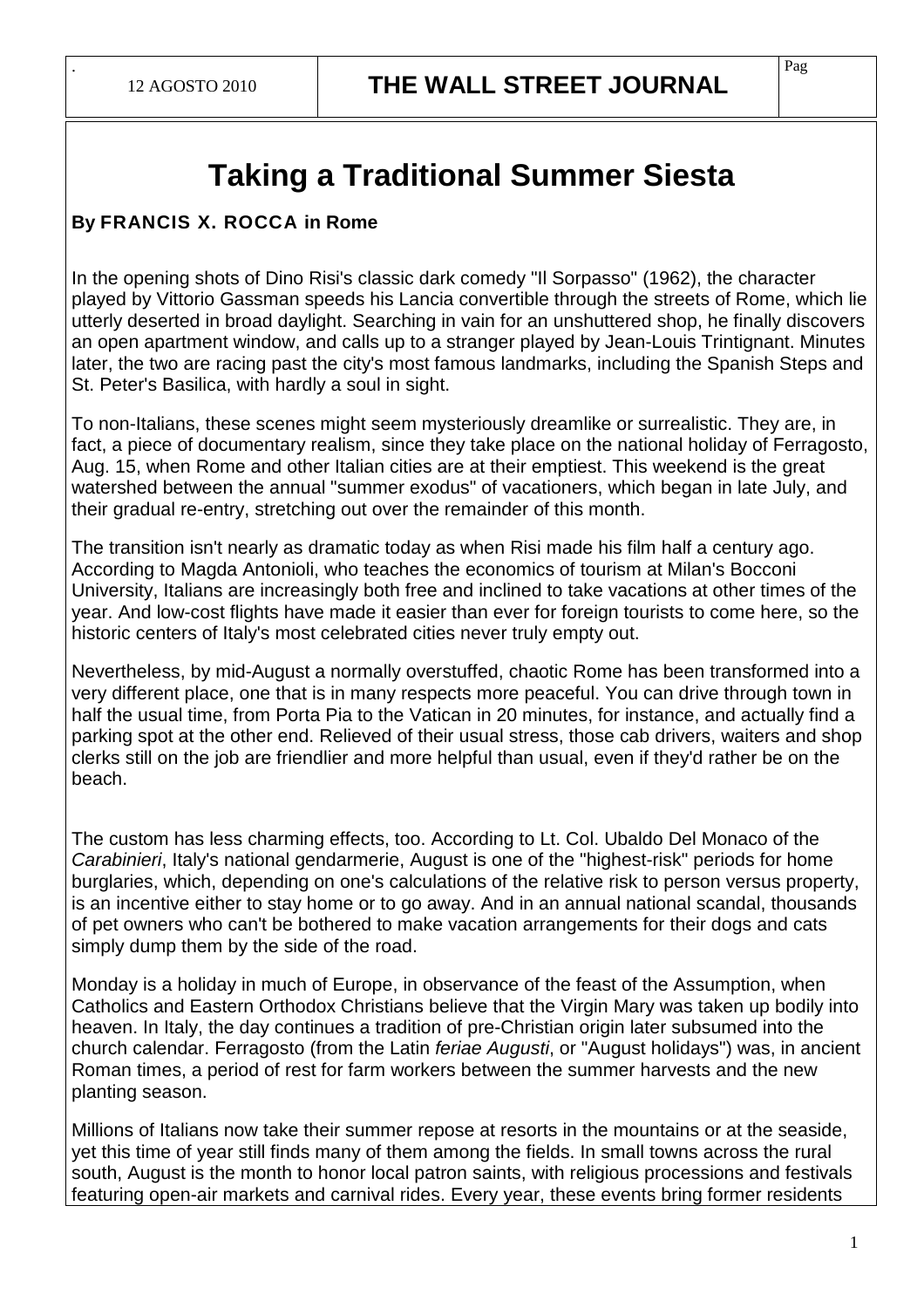# Taking a Traditional Summer Siesta

**By FRANCIS X. ROCCA in Rome**

In the opening shots of Dino Risi's classic dark comedy "Il Sorpasso" (1962), the character played by Vittorio Gassman speeds his Lancia convertible through the streets of Rome, which lie utterly deserted in broad daylight. Searching in vain for an unshuttered shop, he finally discovers an open apartment window, and calls up to a stranger played by Jean-Louis Trintignant. Minutes later, the two are racing past the city's most famous landmarks, including the Spanish Steps and St. Peter's Basilica, with hardly a soul in sight.

To non-Italians, these scenes might seem mysteriously dreamlike or surrealistic. They are, in fact, a piece of documentary realism, since they take place on the national holiday of Ferragosto, Aug. 15, when Rome and other Italian cities are at their emptiest. This weekend is the great watershed between the annual "summer exodus" of vacationers, which began in late July, and their gradual re-entry, stretching out over the remainder of this month.

The transition isn't nearly as dramatic today as when Risi made his film half a century ago. According to Magda Antonioli, who teaches the economics of tourism at Milan's Bocconi University, Italians are increasingly both free and inclined to take vacations at other times of the year. And low-cost flights have made it easier than ever for foreign tourists to come here, so the historic centers of Italy's most celebrated cities never truly empty out.

Nevertheless, by mid-August a normally overstuffed, chaotic Rome has been transformed into a very different place, one that is in many respects more peaceful. You can drive through town in half the usual time, from Porta Pia to the Vatican in 20 minutes, for instance, and actually find a parking spot at the other end. Relieved of their usual stress, those cab drivers, waiters and shop clerks still on the job are friendlier and more helpful than usual, even if they'd rather be on the beach.

The custom has less charming effects, too. According to Lt. Col. Ubaldo Del Monaco of the *Carabinieri*, Italy's national gendarmerie, August is one of the "highest-risk" periods for home burglaries, which, depending on one's calculations of the relative risk to person versus property, is an incentive either to stay home or to go away. And in an annual national scandal, thousands of pet owners who can't be bothered to make vacation arrangements for their dogs and cats simply dump them by the side of the road.

Monday is a holiday in much of Europe, in observance of the feast of the Assumption, when Catholics and Eastern Orthodox Christians believe that the Virgin Mary was taken up bodily into heaven. In Italy, the day continues a tradition of pre-Christian origin later subsumed into the church calendar. Ferragosto (from the Latin *feriae Augusti*, or "August holidays") was, in ancient Roman times, a period of rest for farm workers between the summer harvests and the new planting season.

Millions of Italians now take their summer repose at resorts in the mountains or at the seaside, yet this time of year still finds many of them among the fields. In small towns across the rural south, August is the month to honor local patron saints, with religious processions and festivals featuring open-air markets and carnival rides. Every year, these events bring former residents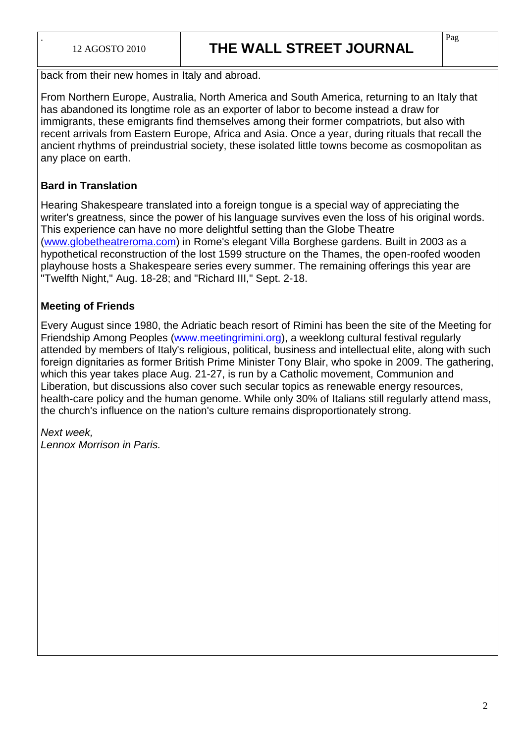back from their new homes in Italy and abroad.

From Northern Europe, Australia, North America and South America, returning to an Italy that has abandoned its longtime role as an exporter of labor to become instead a draw for immigrants, these emigrants find themselves among their former compatriots, but also with recent arrivals from Eastern Europe, Africa and Asia. Once a year, during rituals that recall the ancient rhythms of preindustrial society, these isolated little towns become as cosmopolitan as any place on earth.

**Bard in Translation**

Hearing Shakespeare translated into a foreign tongue is a special way of appreciating the writer's greatness, since the power of his language survives even the loss of his original words. This experience can have no more delightful setting than the Globe Theatre (www.globetheatreroma.com) in Rome's elegant Villa Borghese gardens. Built in 2003 as a hypothetical reconstruction of the lost 1599 structure on the Thames, the open-roofed wooden playhouse hosts a Shakespeare series every summer. The remaining offerings this year are "Twelfth Night," Aug. 18-28; and "Richard III," Sept. 2-18.

**Meeting of Friends**

Every August since 1980, the Adriatic beach resort of Rimini has been the site of the Meeting for Friendship Among Peoples (www.meetingrimini.org), a weeklong cultural festival regularly attended by members of Italy's religious, political, business and intellectual elite, along with such foreign dignitaries as former British Prime Minister Tony Blair, who spoke in 2009. The gathering, which this year takes place Aug. 21-27, is run by a Catholic movement, Communion and Liberation, but discussions also cover such secular topics as renewable energy resources, health-care policy and the human genome. While only 30% of Italians still regularly attend mass, the church's influence on the nation's culture remains disproportionately strong.

*Next week,*
*Lennox Morrison in Paris.*